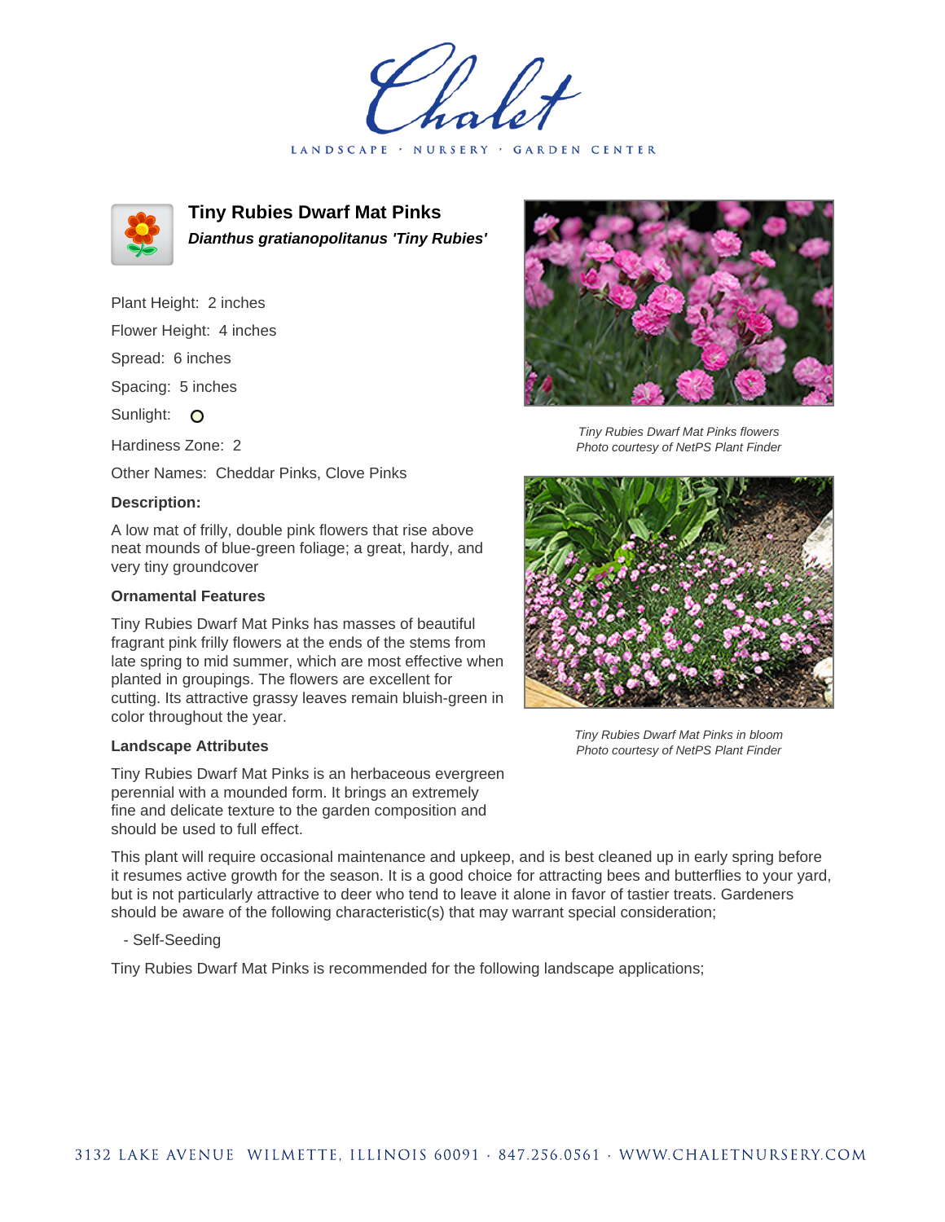# Tiny Rubies Dwarf Mat Pinks

***Dianthus gratianopolitanus 'Tiny Rubies'***

Plant Height: 2 inches

Flower Height: 4 inches

Spread: 6 inches

Spacing: 5 inches

Sunlight: O

Hardiness Zone: 2

Other Names: Cheddar Pinks, Clove Pinks

### Description:

A low mat of frilly, double pink flowers that rise above neat mounds of blue-green foliage; a great, hardy, and very tiny groundcover

### Ornamental Features

Tiny Rubies Dwarf Mat Pinks has masses of beautiful fragrant pink frilly flowers at the ends of the stems from late spring to mid summer, which are most effective when planted in groupings. The flowers are excellent for cutting. Its attractive grassy leaves remain bluish-green in color throughout the year.

*Tiny Rubies Dwarf Mat Pinks flowers*
*Photo courtesy of NetPS Plant Finder*

*Tiny Rubies Dwarf Mat Pinks in bloom*
*Photo courtesy of NetPS Plant Finder*

### Landscape Attributes

Tiny Rubies Dwarf Mat Pinks is an herbaceous evergreen perennial with a mounded form. It brings an extremely fine and delicate texture to the garden composition and should be used to full effect.

This plant will require occasional maintenance and upkeep, and is best cleaned up in early spring before it resumes active growth for the season. It is a good choice for attracting bees and butterflies to your yard, but is not particularly attractive to deer who tend to leave it alone in favor of tastier treats. Gardeners should be aware of the following characteristic(s) that may warrant special consideration;

- Self-Seeding

Tiny Rubies Dwarf Mat Pinks is recommended for the following landscape applications;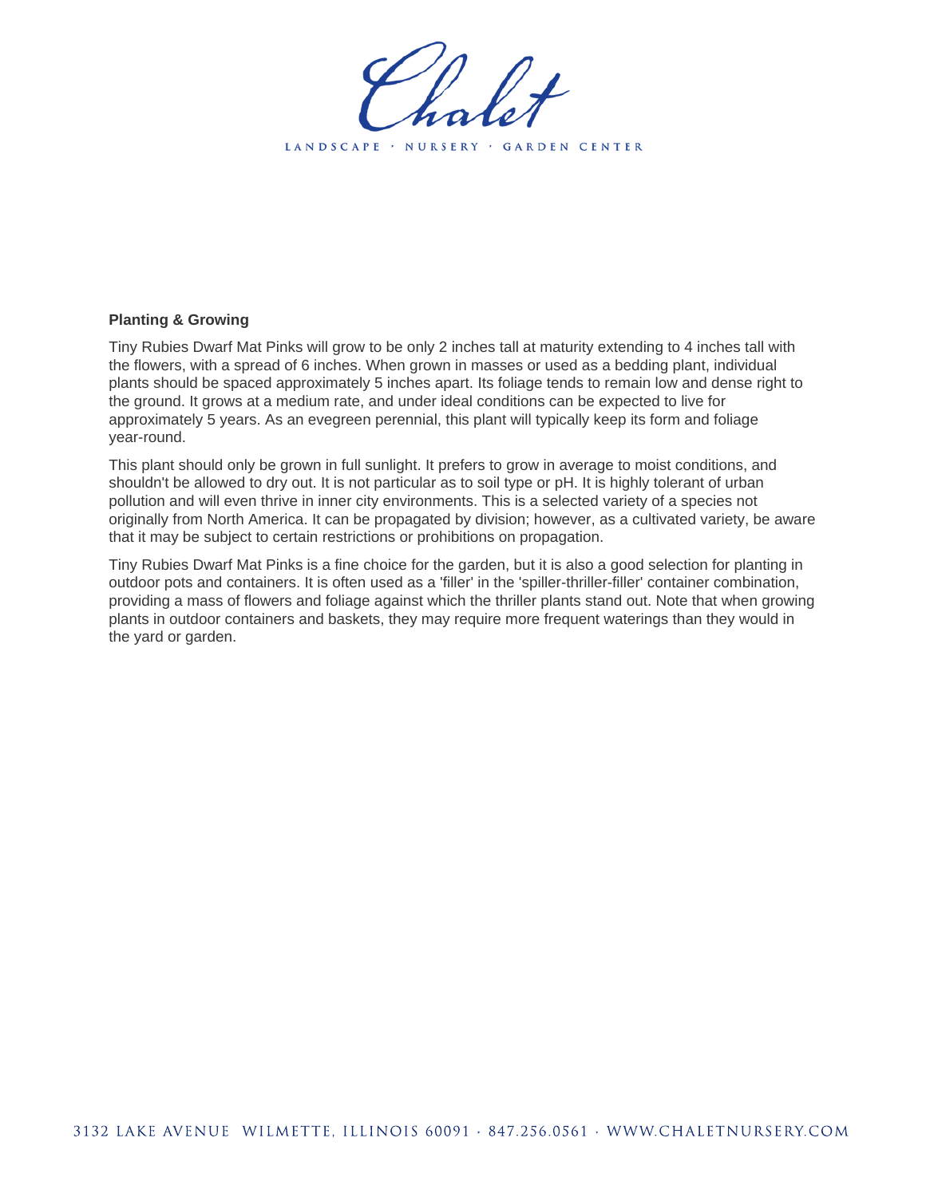**Planting & Growing**

Tiny Rubies Dwarf Mat Pinks will grow to be only 2 inches tall at maturity extending to 4 inches tall with the flowers, with a spread of 6 inches. When grown in masses or used as a bedding plant, individual plants should be spaced approximately 5 inches apart. Its foliage tends to remain low and dense right to the ground. It grows at a medium rate, and under ideal conditions can be expected to live for approximately 5 years. As an evegreen perennial, this plant will typically keep its form and foliage year-round.

This plant should only be grown in full sunlight. It prefers to grow in average to moist conditions, and shouldn't be allowed to dry out. It is not particular as to soil type or pH. It is highly tolerant of urban pollution and will even thrive in inner city environments. This is a selected variety of a species not originally from North America. It can be propagated by division; however, as a cultivated variety, be aware that it may be subject to certain restrictions or prohibitions on propagation.

Tiny Rubies Dwarf Mat Pinks is a fine choice for the garden, but it is also a good selection for planting in outdoor pots and containers. It is often used as a 'filler' in the 'spiller-thriller-filler' container combination, providing a mass of flowers and foliage against which the thriller plants stand out. Note that when growing plants in outdoor containers and baskets, they may require more frequent waterings than they would in the yard or garden.